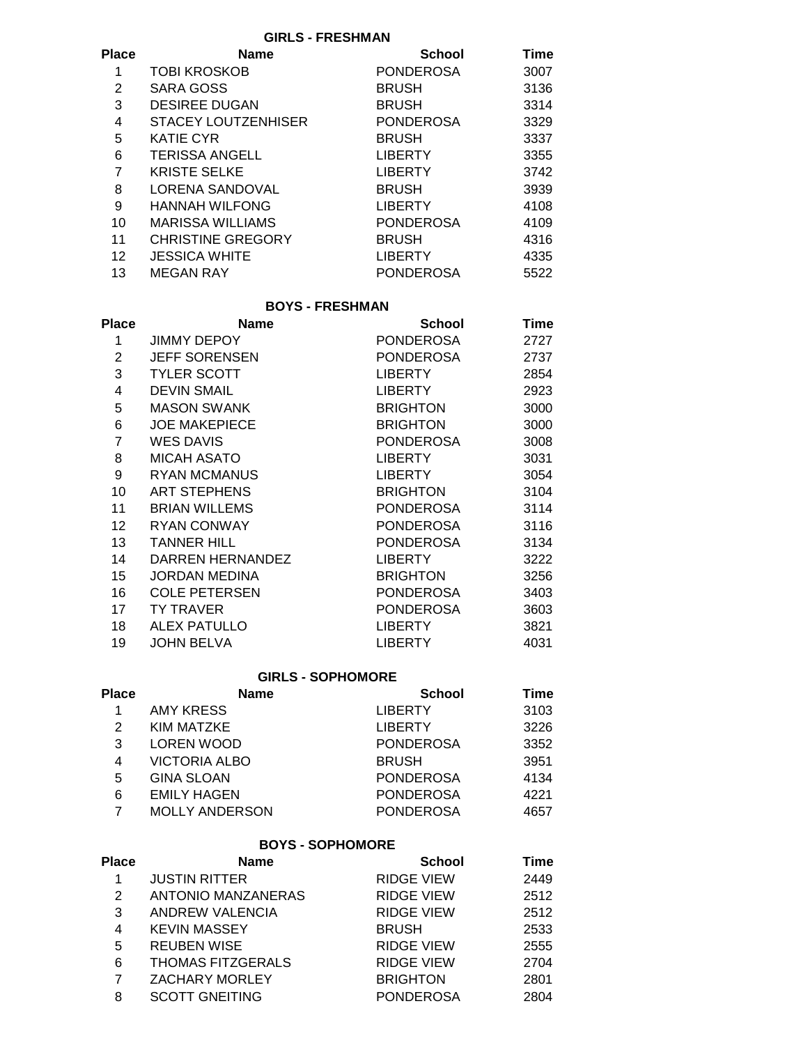## GIRLS - FRESHMAN

| Place | Name | School | Time |
|---|---|---|---|
| 1 | TOBI KROSKOB | PONDEROSA | 3007 |
| 2 | SARA GOSS | BRUSH | 3136 |
| 3 | DESIREE DUGAN | BRUSH | 3314 |
| 4 | STACEY LOUTZENHISER | PONDEROSA | 3329 |
| 5 | KATIE CYR | BRUSH | 3337 |
| 6 | TERISSA ANGELL | LIBERTY | 3355 |
| 7 | KRISTE SELKE | LIBERTY | 3742 |
| 8 | LORENA SANDOVAL | BRUSH | 3939 |
| 9 | HANNAH WILFONG | LIBERTY | 4108 |
| 10 | MARISSA WILLIAMS | PONDEROSA | 4109 |
| 11 | CHRISTINE GREGORY | BRUSH | 4316 |
| 12 | JESSICA WHITE | LIBERTY | 4335 |
| 13 | MEGAN RAY | PONDEROSA | 5522 |

## BOYS - FRESHMAN

| Place | Name | School | Time |
|---|---|---|---|
| 1 | JIMMY DEPOY | PONDEROSA | 2727 |
| 2 | JEFF SORENSEN | PONDEROSA | 2737 |
| 3 | TYLER SCOTT | LIBERTY | 2854 |
| 4 | DEVIN SMAIL | LIBERTY | 2923 |
| 5 | MASON SWANK | BRIGHTON | 3000 |
| 6 | JOE MAKEPIECE | BRIGHTON | 3000 |
| 7 | WES DAVIS | PONDEROSA | 3008 |
| 8 | MICAH ASATO | LIBERTY | 3031 |
| 9 | RYAN MCMANUS | LIBERTY | 3054 |
| 10 | ART STEPHENS | BRIGHTON | 3104 |
| 11 | BRIAN WILLEMS | PONDEROSA | 3114 |
| 12 | RYAN CONWAY | PONDEROSA | 3116 |
| 13 | TANNER HILL | PONDEROSA | 3134 |
| 14 | DARREN HERNANDEZ | LIBERTY | 3222 |
| 15 | JORDAN MEDINA | BRIGHTON | 3256 |
| 16 | COLE PETERSEN | PONDEROSA | 3403 |
| 17 | TY TRAVER | PONDEROSA | 3603 |
| 18 | ALEX PATULLO | LIBERTY | 3821 |
| 19 | JOHN BELVA | LIBERTY | 4031 |

## GIRLS - SOPHOMORE

| Place | Name | School | Time |
|---|---|---|---|
| 1 | AMY KRESS | LIBERTY | 3103 |
| 2 | KIM MATZKE | LIBERTY | 3226 |
| 3 | LOREN WOOD | PONDEROSA | 3352 |
| 4 | VICTORIA ALBO | BRUSH | 3951 |
| 5 | GINA SLOAN | PONDEROSA | 4134 |
| 6 | EMILY HAGEN | PONDEROSA | 4221 |
| 7 | MOLLY ANDERSON | PONDEROSA | 4657 |

## BOYS - SOPHOMORE

| Place | Name | School | Time |
|---|---|---|---|
| 1 | JUSTIN RITTER | RIDGE VIEW | 2449 |
| 2 | ANTONIO MANZANERAS | RIDGE VIEW | 2512 |
| 3 | ANDREW VALENCIA | RIDGE VIEW | 2512 |
| 4 | KEVIN MASSEY | BRUSH | 2533 |
| 5 | REUBEN WISE | RIDGE VIEW | 2555 |
| 6 | THOMAS FITZGERALS | RIDGE VIEW | 2704 |
| 7 | ZACHARY MORLEY | BRIGHTON | 2801 |
| 8 | SCOTT GNEITING | PONDEROSA | 2804 |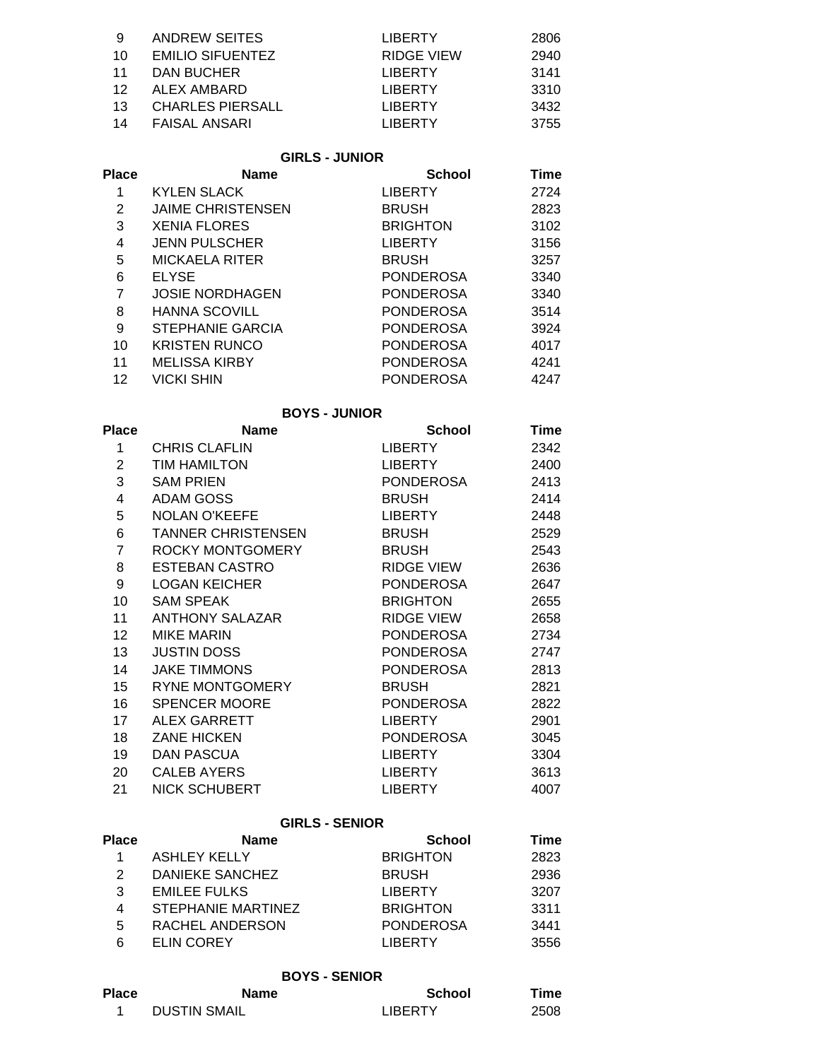| Place | Name | School | Time |
|---|---|---|---|
| 9 | ANDREW SEITES | LIBERTY | 2806 |
| 10 | EMILIO SIFUENTEZ | RIDGE VIEW | 2940 |
| 11 | DAN BUCHER | LIBERTY | 3141 |
| 12 | ALEX AMBARD | LIBERTY | 3310 |
| 13 | CHARLES PIERSALL | LIBERTY | 3432 |
| 14 | FAISAL ANSARI | LIBERTY | 3755 |

### GIRLS - JUNIOR

| Place | Name | School | Time |
|---|---|---|---|
| 1 | KYLEN SLACK | LIBERTY | 2724 |
| 2 | JAIME CHRISTENSEN | BRUSH | 2823 |
| 3 | XENIA FLORES | BRIGHTON | 3102 |
| 4 | JENN PULSCHER | LIBERTY | 3156 |
| 5 | MICKAELA RITER | BRUSH | 3257 |
| 6 | ELYSE | PONDEROSA | 3340 |
| 7 | JOSIE NORDHAGEN | PONDEROSA | 3340 |
| 8 | HANNA SCOVILL | PONDEROSA | 3514 |
| 9 | STEPHANIE GARCIA | PONDEROSA | 3924 |
| 10 | KRISTEN RUNCO | PONDEROSA | 4017 |
| 11 | MELISSA KIRBY | PONDEROSA | 4241 |
| 12 | VICKI SHIN | PONDEROSA | 4247 |

### BOYS - JUNIOR

| Place | Name | School | Time |
|---|---|---|---|
| 1 | CHRIS CLAFLIN | LIBERTY | 2342 |
| 2 | TIM HAMILTON | LIBERTY | 2400 |
| 3 | SAM PRIEN | PONDEROSA | 2413 |
| 4 | ADAM GOSS | BRUSH | 2414 |
| 5 | NOLAN O'KEEFE | LIBERTY | 2448 |
| 6 | TANNER CHRISTENSEN | BRUSH | 2529 |
| 7 | ROCKY MONTGOMERY | BRUSH | 2543 |
| 8 | ESTEBAN CASTRO | RIDGE VIEW | 2636 |
| 9 | LOGAN KEICHER | PONDEROSA | 2647 |
| 10 | SAM SPEAK | BRIGHTON | 2655 |
| 11 | ANTHONY SALAZAR | RIDGE VIEW | 2658 |
| 12 | MIKE MARIN | PONDEROSA | 2734 |
| 13 | JUSTIN DOSS | PONDEROSA | 2747 |
| 14 | JAKE TIMMONS | PONDEROSA | 2813 |
| 15 | RYNE MONTGOMERY | BRUSH | 2821 |
| 16 | SPENCER MOORE | PONDEROSA | 2822 |
| 17 | ALEX GARRETT | LIBERTY | 2901 |
| 18 | ZANE HICKEN | PONDEROSA | 3045 |
| 19 | DAN PASCUA | LIBERTY | 3304 |
| 20 | CALEB AYERS | LIBERTY | 3613 |
| 21 | NICK SCHUBERT | LIBERTY | 4007 |

### GIRLS - SENIOR

| Place | Name | School | Time |
|---|---|---|---|
| 1 | ASHLEY KELLY | BRIGHTON | 2823 |
| 2 | DANIEKE SANCHEZ | BRUSH | 2936 |
| 3 | EMILEE FULKS | LIBERTY | 3207 |
| 4 | STEPHANIE MARTINEZ | BRIGHTON | 3311 |
| 5 | RACHEL ANDERSON | PONDEROSA | 3441 |
| 6 | ELIN COREY | LIBERTY | 3556 |

### BOYS - SENIOR

| Place | Name | School | Time |
|---|---|---|---|
| 1 | DUSTIN SMAIL | LIBERTY | 2508 |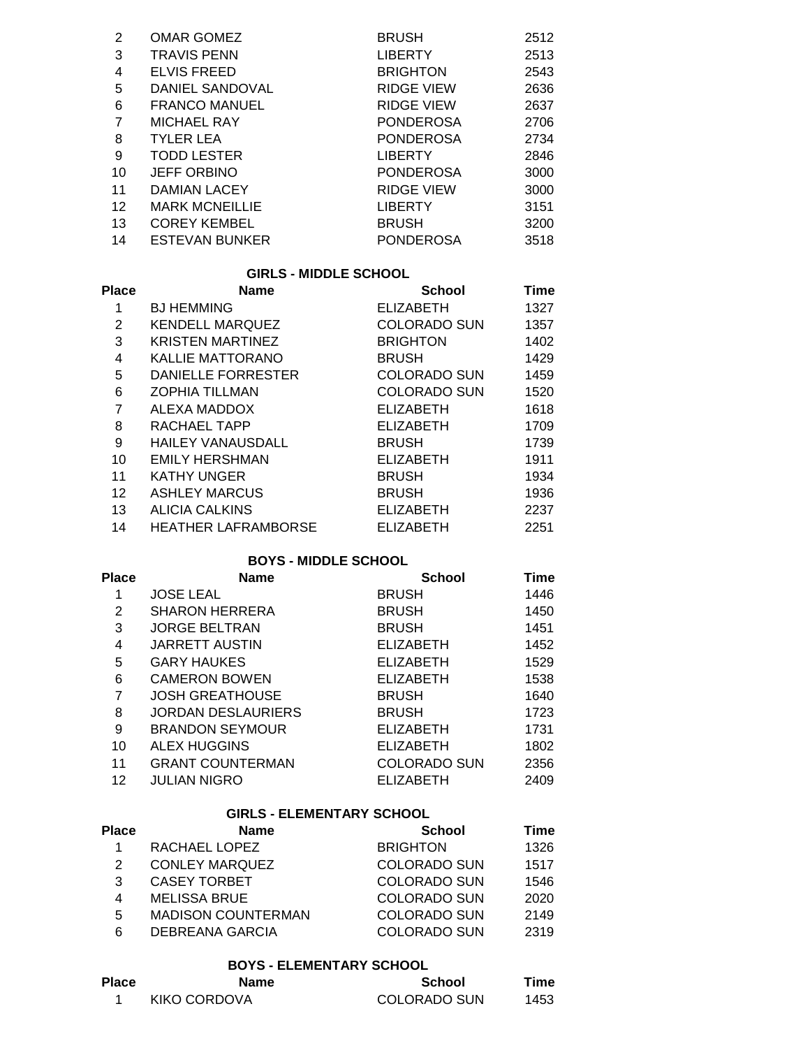| Place | Name | School | Time |
|---|---|---|---|
| 2 | OMAR GOMEZ | BRUSH | 2512 |
| 3 | TRAVIS PENN | LIBERTY | 2513 |
| 4 | ELVIS FREED | BRIGHTON | 2543 |
| 5 | DANIEL SANDOVAL | RIDGE VIEW | 2636 |
| 6 | FRANCO MANUEL | RIDGE VIEW | 2637 |
| 7 | MICHAEL RAY | PONDEROSA | 2706 |
| 8 | TYLER LEA | PONDEROSA | 2734 |
| 9 | TODD LESTER | LIBERTY | 2846 |
| 10 | JEFF ORBINO | PONDEROSA | 3000 |
| 11 | DAMIAN LACEY | RIDGE VIEW | 3000 |
| 12 | MARK MCNEILLIE | LIBERTY | 3151 |
| 13 | COREY KEMBEL | BRUSH | 3200 |
| 14 | ESTEVAN BUNKER | PONDEROSA | 3518 |

## GIRLS - MIDDLE SCHOOL

| Place | Name | School | Time |
|---|---|---|---|
| 1 | BJ HEMMING | ELIZABETH | 1327 |
| 2 | KENDELL MARQUEZ | COLORADO SUN | 1357 |
| 3 | KRISTEN MARTINEZ | BRIGHTON | 1402 |
| 4 | KALLIE MATTORANO | BRUSH | 1429 |
| 5 | DANIELLE FORRESTER | COLORADO SUN | 1459 |
| 6 | ZOPHIA TILLMAN | COLORADO SUN | 1520 |
| 7 | ALEXA MADDOX | ELIZABETH | 1618 |
| 8 | RACHAEL TAPP | ELIZABETH | 1709 |
| 9 | HAILEY VANAUSDALL | BRUSH | 1739 |
| 10 | EMILY HERSHMAN | ELIZABETH | 1911 |
| 11 | KATHY UNGER | BRUSH | 1934 |
| 12 | ASHLEY MARCUS | BRUSH | 1936 |
| 13 | ALICIA CALKINS | ELIZABETH | 2237 |
| 14 | HEATHER LAFRAMBORSE | ELIZABETH | 2251 |

## BOYS - MIDDLE SCHOOL

| Place | Name | School | Time |
|---|---|---|---|
| 1 | JOSE LEAL | BRUSH | 1446 |
| 2 | SHARON HERRERA | BRUSH | 1450 |
| 3 | JORGE BELTRAN | BRUSH | 1451 |
| 4 | JARRETT AUSTIN | ELIZABETH | 1452 |
| 5 | GARY HAUKES | ELIZABETH | 1529 |
| 6 | CAMERON BOWEN | ELIZABETH | 1538 |
| 7 | JOSH GREATHOUSE | BRUSH | 1640 |
| 8 | JORDAN DESLAURIERS | BRUSH | 1723 |
| 9 | BRANDON SEYMOUR | ELIZABETH | 1731 |
| 10 | ALEX HUGGINS | ELIZABETH | 1802 |
| 11 | GRANT COUNTERMAN | COLORADO SUN | 2356 |
| 12 | JULIAN NIGRO | ELIZABETH | 2409 |

## GIRLS - ELEMENTARY SCHOOL

| Place | Name | School | Time |
|---|---|---|---|
| 1 | RACHAEL LOPEZ | BRIGHTON | 1326 |
| 2 | CONLEY MARQUEZ | COLORADO SUN | 1517 |
| 3 | CASEY TORBET | COLORADO SUN | 1546 |
| 4 | MELISSA BRUE | COLORADO SUN | 2020 |
| 5 | MADISON COUNTERMAN | COLORADO SUN | 2149 |
| 6 | DEBREANA GARCIA | COLORADO SUN | 2319 |

## BOYS - ELEMENTARY SCHOOL

| Place | Name | School | Time |
|---|---|---|---|
| 1 | KIKO CORDOVA | COLORADO SUN | 1453 |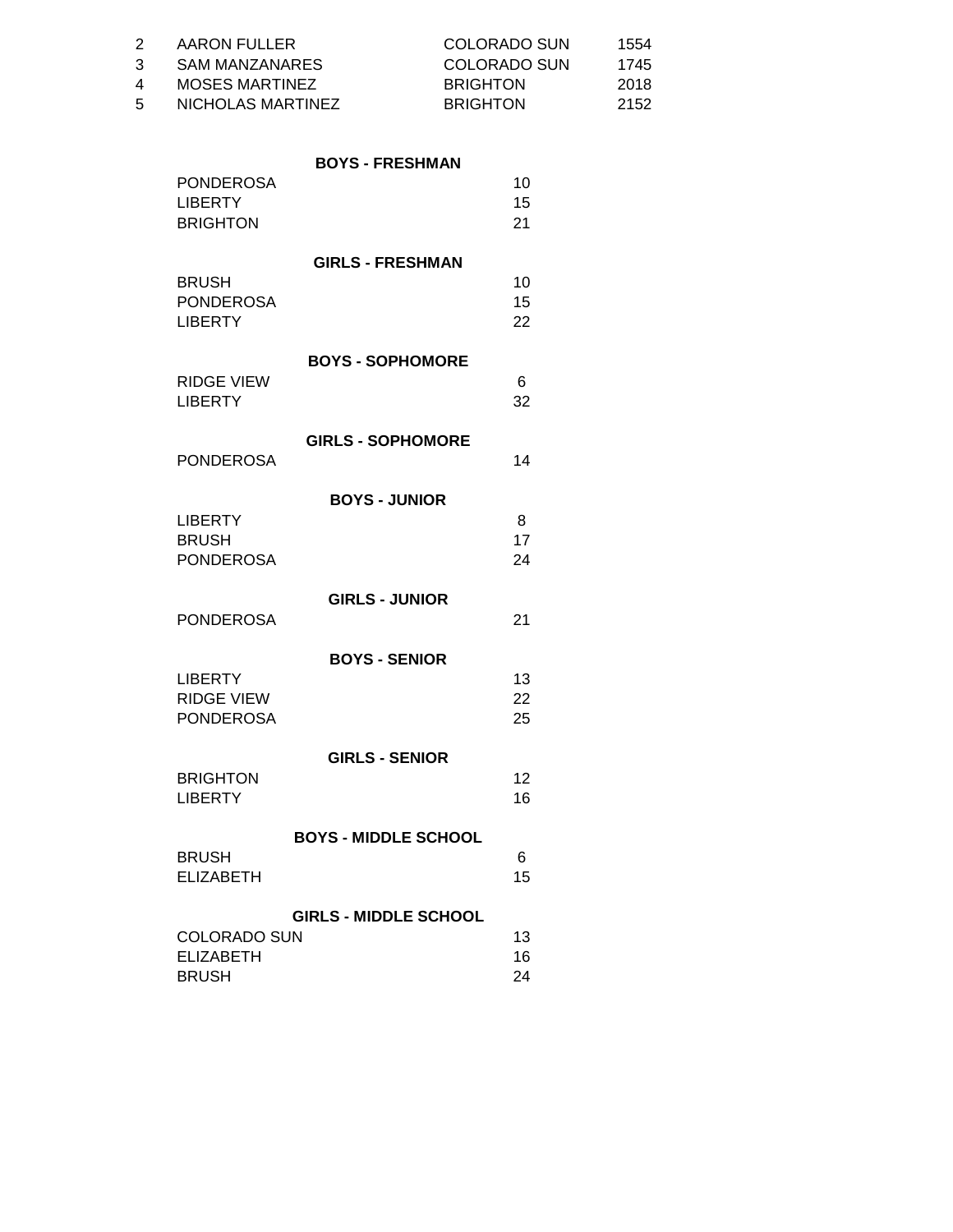| | | | |
|---|---|---|---|
| 2 | AARON FULLER | COLORADO SUN | 1554 |
| 3 | SAM MANZANARES | COLORADO SUN | 1745 |
| 4 | MOSES MARTINEZ | BRIGHTON | 2018 |
| 5 | NICHOLAS MARTINEZ | BRIGHTON | 2152 |

**BOYS - FRESHMAN**

| | |
|---|---|
| PONDEROSA | 10 |
| LIBERTY | 15 |
| BRIGHTON | 21 |

**GIRLS - FRESHMAN**

| | |
|---|---|
| BRUSH | 10 |
| PONDEROSA | 15 |
| LIBERTY | 22 |

**BOYS - SOPHOMORE**

| | |
|---|---|
| RIDGE VIEW | 6 |
| LIBERTY | 32 |

**GIRLS - SOPHOMORE**

| | |
|---|---|
| PONDEROSA | 14 |

**BOYS - JUNIOR**

| | |
|---|---|
| LIBERTY | 8 |
| BRUSH | 17 |
| PONDEROSA | 24 |

**GIRLS - JUNIOR**

| | |
|---|---|
| PONDEROSA | 21 |

**BOYS - SENIOR**

| | |
|---|---|
| LIBERTY | 13 |
| RIDGE VIEW | 22 |
| PONDEROSA | 25 |

**GIRLS - SENIOR**

| | |
|---|---|
| BRIGHTON | 12 |
| LIBERTY | 16 |

**BOYS - MIDDLE SCHOOL**

| | |
|---|---|
| BRUSH | 6 |
| ELIZABETH | 15 |

**GIRLS - MIDDLE SCHOOL**

| | |
|---|---|
| COLORADO SUN | 13 |
| ELIZABETH | 16 |
| BRUSH | 24 |